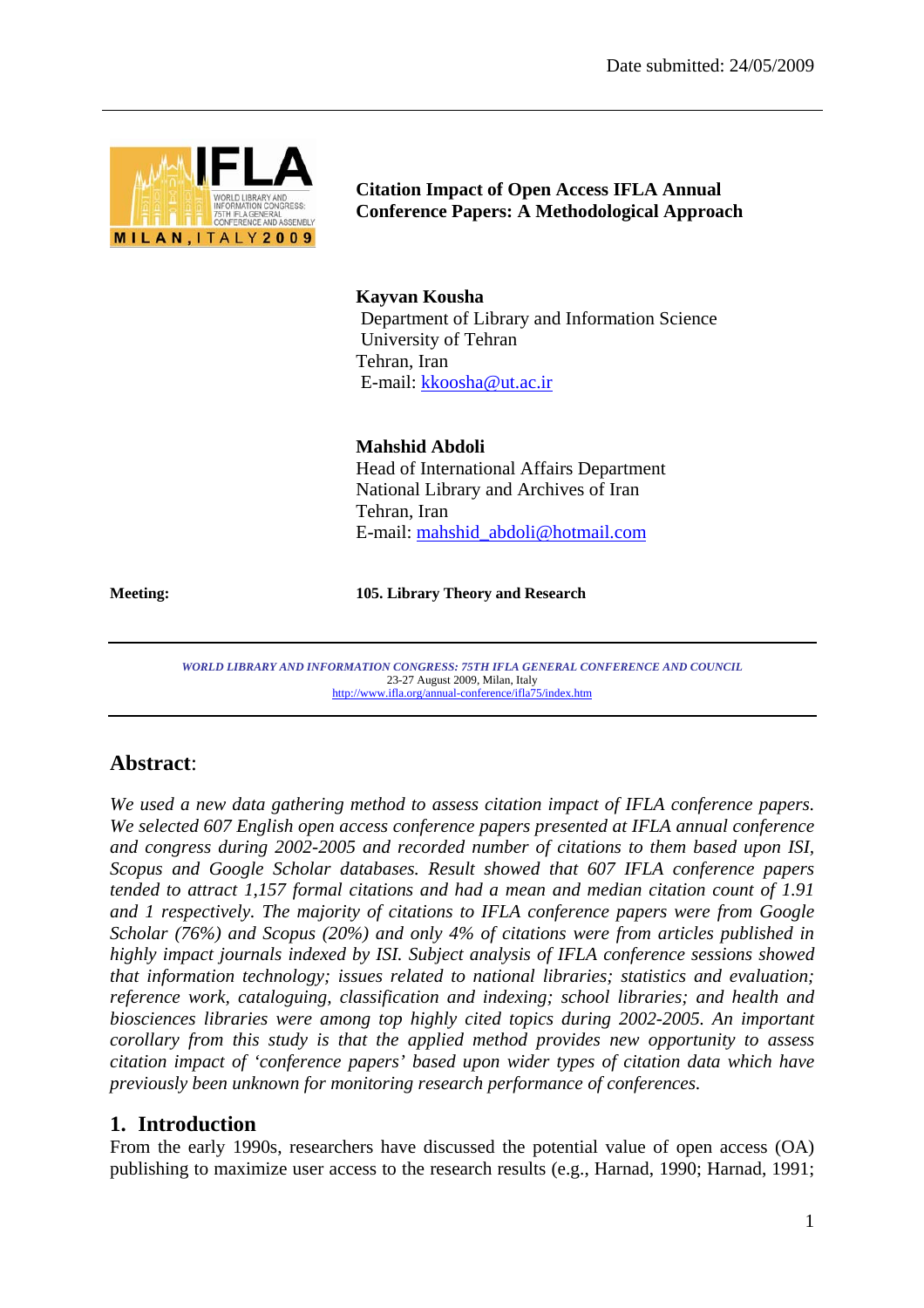Date submitted: 24/05/2009

# Citation Impact of Open Access IFLA Annual Conference Papers: A Methodological Approach

**Kayvan Kousha**
Department of Library and Information Science
University of Tehran
Tehran, Iran
E-mail: kkoosha@ut.ac.ir

**Mahshid Abdoli**
Head of International Affairs Department
National Library and Archives of Iran
Tehran, Iran
E-mail: mahshid_abdoli@hotmail.com

**Meeting:** **105. Library Theory and Research**

*WORLD LIBRARY AND INFORMATION CONGRESS: 75TH IFLA GENERAL CONFERENCE AND COUNCIL*
23-27 August 2009, Milan, Italy
http://www.ifla.org/annual-conference/ifla75/index.htm

## Abstract:

*We used a new data gathering method to assess citation impact of IFLA conference papers. We selected 607 English open access conference papers presented at IFLA annual conference and congress during 2002-2005 and recorded number of citations to them based upon ISI, Scopus and Google Scholar databases. Result showed that 607 IFLA conference papers tended to attract 1,157 formal citations and had a mean and median citation count of 1.91 and 1 respectively. The majority of citations to IFLA conference papers were from Google Scholar (76%) and Scopus (20%) and only 4% of citations were from articles published in highly impact journals indexed by ISI. Subject analysis of IFLA conference sessions showed that information technology; issues related to national libraries; statistics and evaluation; reference work, cataloguing, classification and indexing; school libraries; and health and biosciences libraries were among top highly cited topics during 2002-2005. An important corollary from this study is that the applied method provides new opportunity to assess citation impact of 'conference papers' based upon wider types of citation data which have previously been unknown for monitoring research performance of conferences.*

## 1. Introduction

From the early 1990s, researchers have discussed the potential value of open access (OA) publishing to maximize user access to the research results (e.g., Harnad, 1990; Harnad, 1991;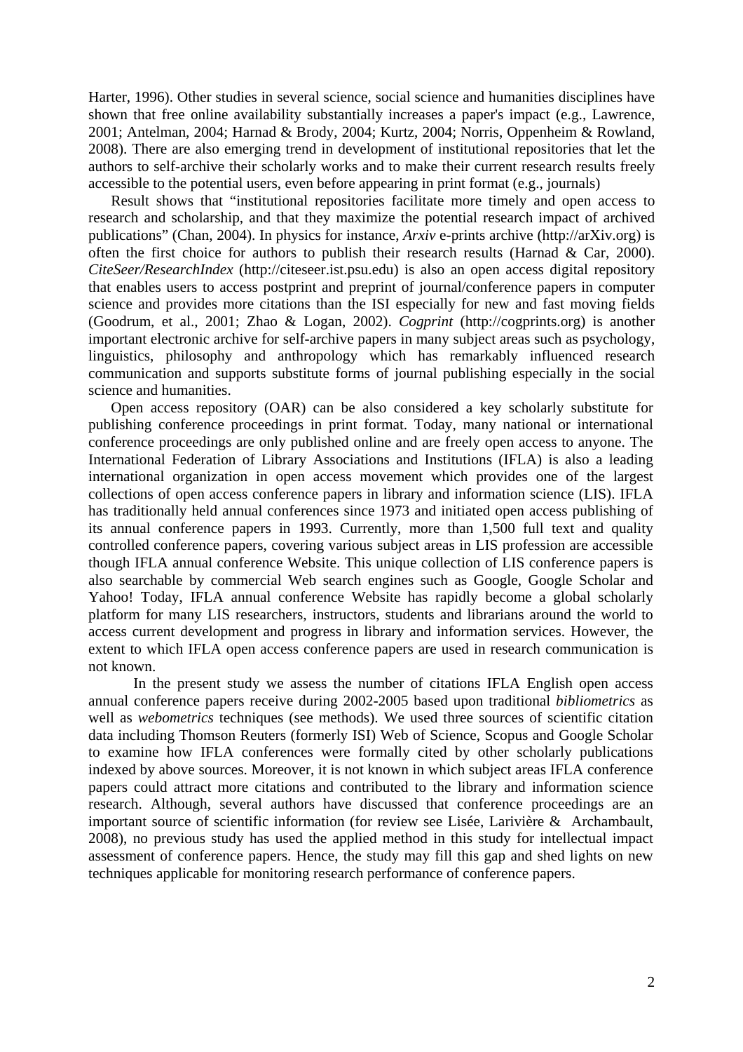Harter, 1996). Other studies in several science, social science and humanities disciplines have shown that free online availability substantially increases a paper's impact (e.g., Lawrence, 2001; Antelman, 2004; Harnad & Brody, 2004; Kurtz, 2004; Norris, Oppenheim & Rowland, 2008). There are also emerging trend in development of institutional repositories that let the authors to self-archive their scholarly works and to make their current research results freely accessible to the potential users, even before appearing in print format (e.g., journals)

Result shows that "institutional repositories facilitate more timely and open access to research and scholarship, and that they maximize the potential research impact of archived publications" (Chan, 2004). In physics for instance, *Arxiv* e-prints archive (http://arXiv.org) is often the first choice for authors to publish their research results (Harnad & Car, 2000). *CiteSeer/ResearchIndex* (http://citeseer.ist.psu.edu) is also an open access digital repository that enables users to access postprint and preprint of journal/conference papers in computer science and provides more citations than the ISI especially for new and fast moving fields (Goodrum, et al., 2001; Zhao & Logan, 2002). *Cogprint* (http://cogprints.org) is another important electronic archive for self-archive papers in many subject areas such as psychology, linguistics, philosophy and anthropology which has remarkably influenced research communication and supports substitute forms of journal publishing especially in the social science and humanities.

Open access repository (OAR) can be also considered a key scholarly substitute for publishing conference proceedings in print format. Today, many national or international conference proceedings are only published online and are freely open access to anyone. The International Federation of Library Associations and Institutions (IFLA) is also a leading international organization in open access movement which provides one of the largest collections of open access conference papers in library and information science (LIS). IFLA has traditionally held annual conferences since 1973 and initiated open access publishing of its annual conference papers in 1993. Currently, more than 1,500 full text and quality controlled conference papers, covering various subject areas in LIS profession are accessible though IFLA annual conference Website. This unique collection of LIS conference papers is also searchable by commercial Web search engines such as Google, Google Scholar and Yahoo! Today, IFLA annual conference Website has rapidly become a global scholarly platform for many LIS researchers, instructors, students and librarians around the world to access current development and progress in library and information services. However, the extent to which IFLA open access conference papers are used in research communication is not known.

In the present study we assess the number of citations IFLA English open access annual conference papers receive during 2002-2005 based upon traditional *bibliometrics* as well as *webometrics* techniques (see methods). We used three sources of scientific citation data including Thomson Reuters (formerly ISI) Web of Science, Scopus and Google Scholar to examine how IFLA conferences were formally cited by other scholarly publications indexed by above sources. Moreover, it is not known in which subject areas IFLA conference papers could attract more citations and contributed to the library and information science research. Although, several authors have discussed that conference proceedings are an important source of scientific information (for review see Lisée, Larivière & Archambault, 2008), no previous study has used the applied method in this study for intellectual impact assessment of conference papers. Hence, the study may fill this gap and shed lights on new techniques applicable for monitoring research performance of conference papers.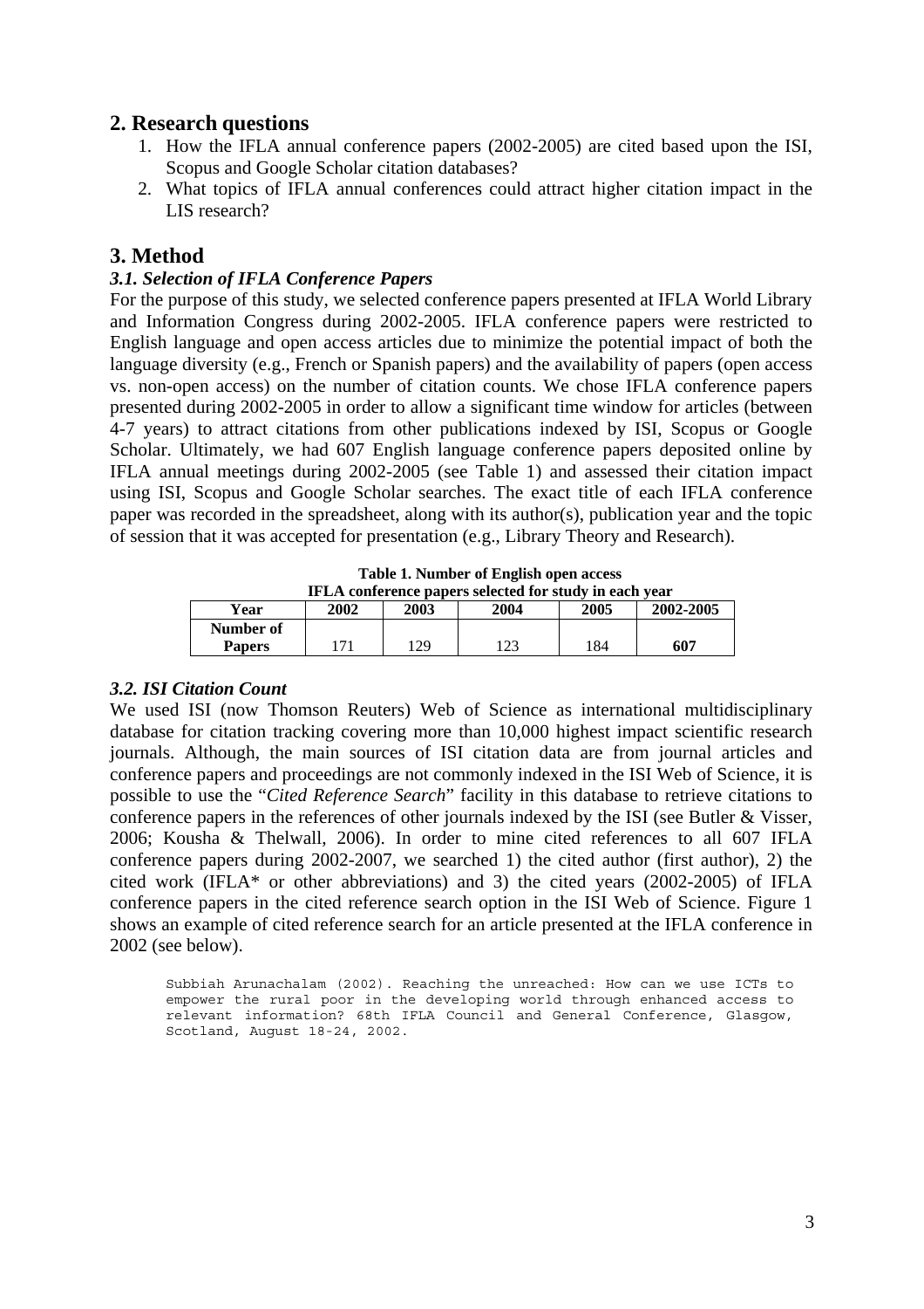## 2. Research questions

1. How the IFLA annual conference papers (2002-2005) are cited based upon the ISI, Scopus and Google Scholar citation databases?
2. What topics of IFLA annual conferences could attract higher citation impact in the LIS research?

## 3. Method

### *3.1. Selection of IFLA Conference Papers*

For the purpose of this study, we selected conference papers presented at IFLA World Library and Information Congress during 2002-2005. IFLA conference papers were restricted to English language and open access articles due to minimize the potential impact of both the language diversity (e.g., French or Spanish papers) and the availability of papers (open access vs. non-open access) on the number of citation counts. We chose IFLA conference papers presented during 2002-2005 in order to allow a significant time window for articles (between 4-7 years) to attract citations from other publications indexed by ISI, Scopus or Google Scholar. Ultimately, we had 607 English language conference papers deposited online by IFLA annual meetings during 2002-2005 (see Table 1) and assessed their citation impact using ISI, Scopus and Google Scholar searches. The exact title of each IFLA conference paper was recorded in the spreadsheet, along with its author(s), publication year and the topic of session that it was accepted for presentation (e.g., Library Theory and Research).

**Table 1. Number of English open access IFLA conference papers selected for study in each year**

| Year | 2002 | 2003 | 2004 | 2005 | 2002-2005 |
|---|---|---|---|---|---|
| **Number of Papers** | 171 | 129 | 123 | 184 | **607** |

### *3.2. ISI Citation Count*

We used ISI (now Thomson Reuters) Web of Science as international multidisciplinary database for citation tracking covering more than 10,000 highest impact scientific research journals. Although, the main sources of ISI citation data are from journal articles and conference papers and proceedings are not commonly indexed in the ISI Web of Science, it is possible to use the "*Cited Reference Search*" facility in this database to retrieve citations to conference papers in the references of other journals indexed by the ISI (see Butler & Visser, 2006; Kousha & Thelwall, 2006). In order to mine cited references to all 607 IFLA conference papers during 2002-2007, we searched 1) the cited author (first author), 2) the cited work (IFLA* or other abbreviations) and 3) the cited years (2002-2005) of IFLA conference papers in the cited reference search option in the ISI Web of Science. Figure 1 shows an example of cited reference search for an article presented at the IFLA conference in 2002 (see below).

```
Subbiah Arunachalam (2002). Reaching the unreached: How can we use ICTs to
empower the rural poor in the developing world through enhanced access to
relevant information? 68th IFLA Council and General Conference, Glasgow,
Scotland, August 18-24, 2002.
```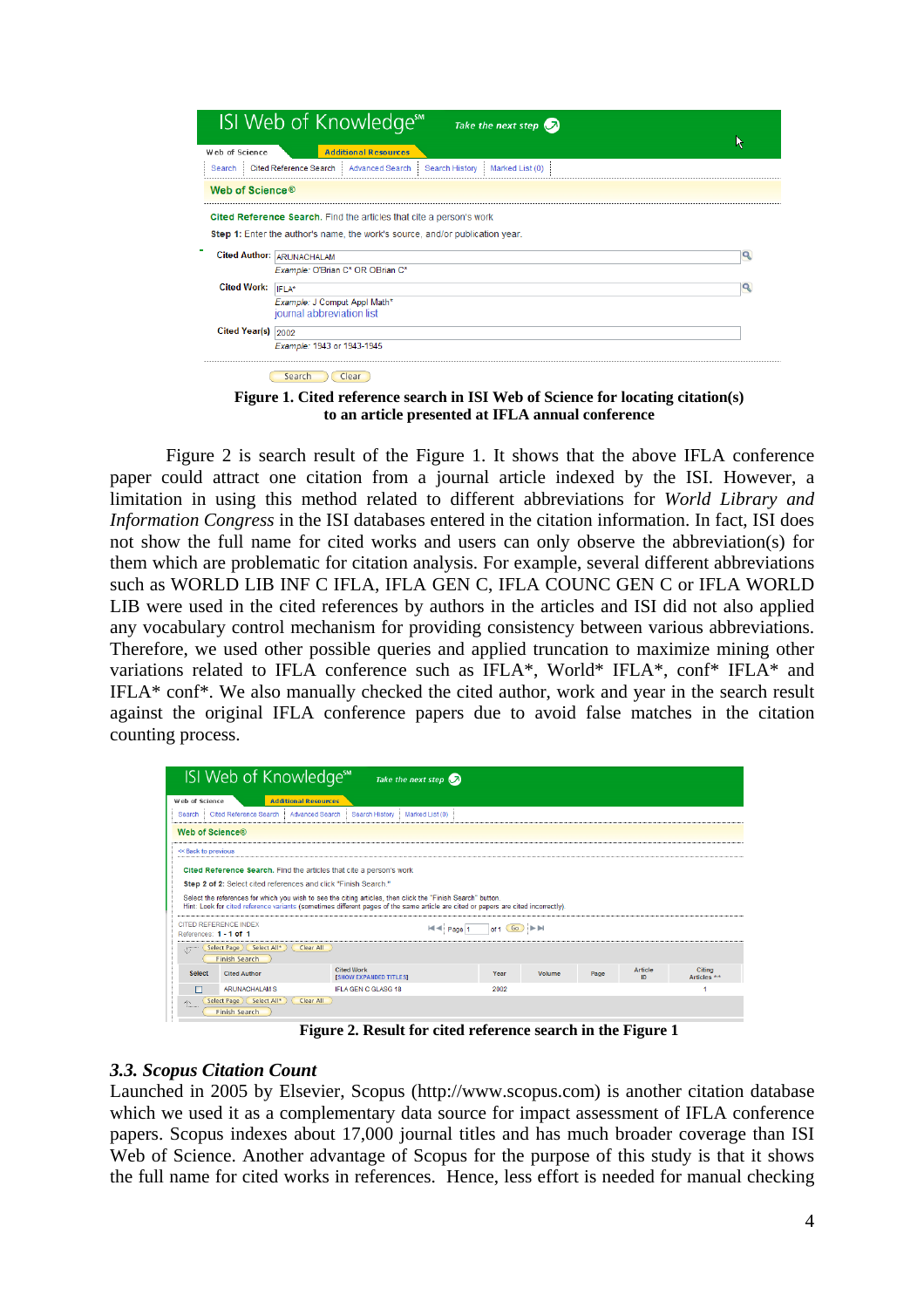**Figure 1. Cited reference search in ISI Web of Science for locating citation(s) to an article presented at IFLA annual conference**

Figure 2 is search result of the Figure 1. It shows that the above IFLA conference paper could attract one citation from a journal article indexed by the ISI. However, a limitation in using this method related to different abbreviations for *World Library and Information Congress* in the ISI databases entered in the citation information. In fact, ISI does not show the full name for cited works and users can only observe the abbreviation(s) for them which are problematic for citation analysis. For example, several different abbreviations such as WORLD LIB INF C IFLA, IFLA GEN C, IFLA COUNC GEN C or IFLA WORLD LIB were used in the cited references by authors in the articles and ISI did not also applied any vocabulary control mechanism for providing consistency between various abbreviations. Therefore, we used other possible queries and applied truncation to maximize mining other variations related to IFLA conference such as IFLA*, World* IFLA*, conf* IFLA* and IFLA* conf*. We also manually checked the cited author, work and year in the search result against the original IFLA conference papers due to avoid false matches in the citation counting process.

**Figure 2. Result for cited reference search in the Figure 1**

### 3.3. Scopus Citation Count

Launched in 2005 by Elsevier, Scopus (http://www.scopus.com) is another citation database which we used it as a complementary data source for impact assessment of IFLA conference papers. Scopus indexes about 17,000 journal titles and has much broader coverage than ISI Web of Science. Another advantage of Scopus for the purpose of this study is that it shows the full name for cited works in references. Hence, less effort is needed for manual checking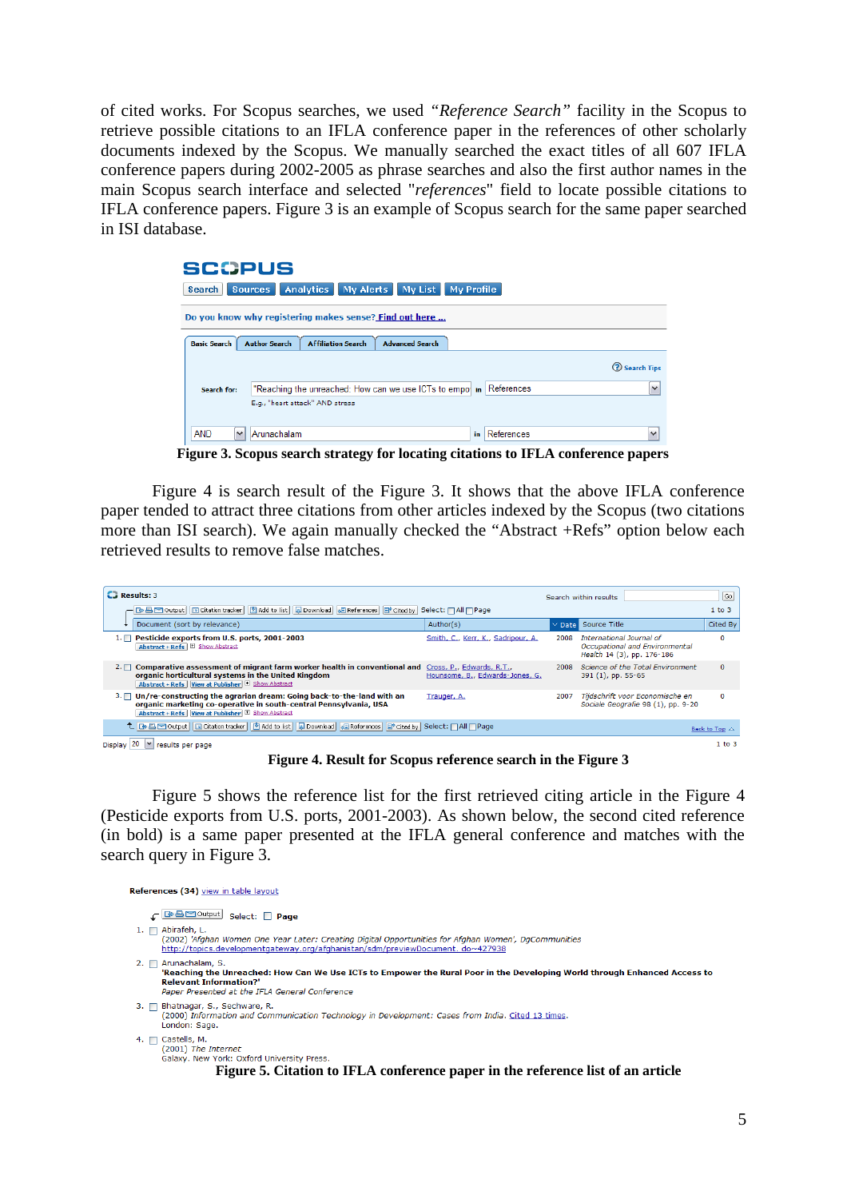of cited works. For Scopus searches, we used *"Reference Search"* facility in the Scopus to retrieve possible citations to an IFLA conference paper in the references of other scholarly documents indexed by the Scopus. We manually searched the exact titles of all 607 IFLA conference papers during 2002-2005 as phrase searches and also the first author names in the main Scopus search interface and selected "*references*" field to locate possible citations to IFLA conference papers. Figure 3 is an example of Scopus search for the same paper searched in ISI database.

**Figure 3. Scopus search strategy for locating citations to IFLA conference papers**

Figure 4 is search result of the Figure 3. It shows that the above IFLA conference paper tended to attract three citations from other articles indexed by the Scopus (two citations more than ISI search). We again manually checked the "Abstract +Refs" option below each retrieved results to remove false matches.

**Figure 4. Result for Scopus reference search in the Figure 3**

Figure 5 shows the reference list for the first retrieved citing article in the Figure 4 (Pesticide exports from U.S. ports, 2001-2003). As shown below, the second cited reference (in bold) is a same paper presented at the IFLA general conference and matches with the search query in Figure 3.

**Figure 5. Citation to IFLA conference paper in the reference list of an article**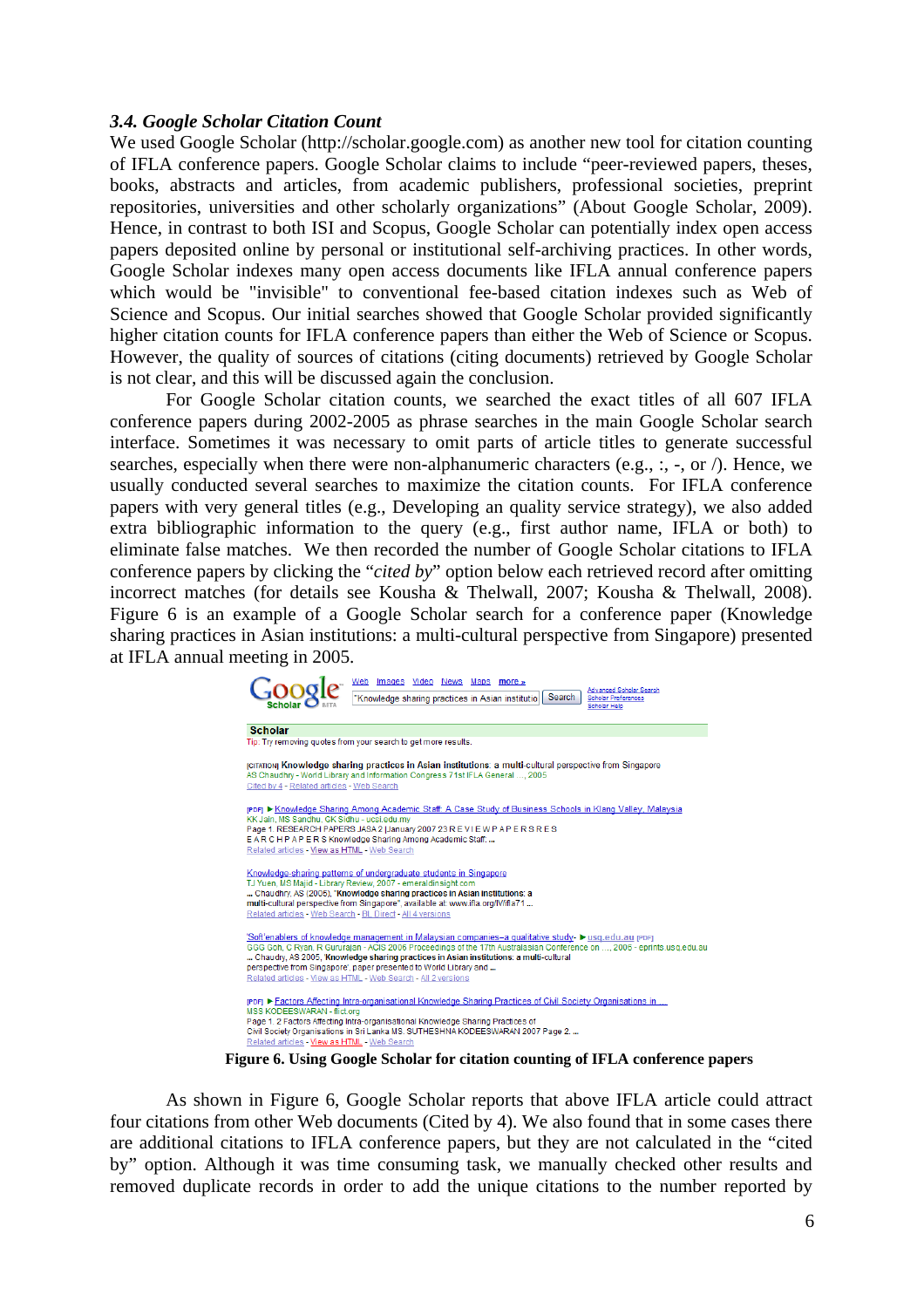### *3.4. Google Scholar Citation Count*

We used Google Scholar (http://scholar.google.com) as another new tool for citation counting of IFLA conference papers. Google Scholar claims to include "peer-reviewed papers, theses, books, abstracts and articles, from academic publishers, professional societies, preprint repositories, universities and other scholarly organizations" (About Google Scholar, 2009). Hence, in contrast to both ISI and Scopus, Google Scholar can potentially index open access papers deposited online by personal or institutional self-archiving practices. In other words, Google Scholar indexes many open access documents like IFLA annual conference papers which would be "invisible" to conventional fee-based citation indexes such as Web of Science and Scopus. Our initial searches showed that Google Scholar provided significantly higher citation counts for IFLA conference papers than either the Web of Science or Scopus. However, the quality of sources of citations (citing documents) retrieved by Google Scholar is not clear, and this will be discussed again the conclusion.

For Google Scholar citation counts, we searched the exact titles of all 607 IFLA conference papers during 2002-2005 as phrase searches in the main Google Scholar search interface. Sometimes it was necessary to omit parts of article titles to generate successful searches, especially when there were non-alphanumeric characters (e.g., :, -, or /). Hence, we usually conducted several searches to maximize the citation counts. For IFLA conference papers with very general titles (e.g., Developing an quality service strategy), we also added extra bibliographic information to the query (e.g., first author name, IFLA or both) to eliminate false matches. We then recorded the number of Google Scholar citations to IFLA conference papers by clicking the "*cited by*" option below each retrieved record after omitting incorrect matches (for details see Kousha & Thelwall, 2007; Kousha & Thelwall, 2008). Figure 6 is an example of a Google Scholar search for a conference paper (Knowledge sharing practices in Asian institutions: a multi-cultural perspective from Singapore) presented at IFLA annual meeting in 2005.

**Figure 6. Using Google Scholar for citation counting of IFLA conference papers**

As shown in Figure 6, Google Scholar reports that above IFLA article could attract four citations from other Web documents (Cited by 4). We also found that in some cases there are additional citations to IFLA conference papers, but they are not calculated in the "cited by" option. Although it was time consuming task, we manually checked other results and removed duplicate records in order to add the unique citations to the number reported by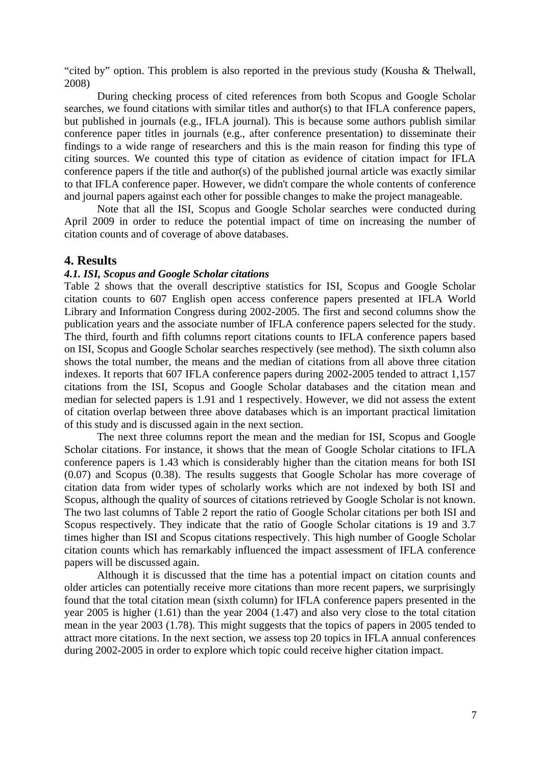"cited by" option. This problem is also reported in the previous study (Kousha & Thelwall, 2008)

During checking process of cited references from both Scopus and Google Scholar searches, we found citations with similar titles and author(s) to that IFLA conference papers, but published in journals (e.g., IFLA journal). This is because some authors publish similar conference paper titles in journals (e.g., after conference presentation) to disseminate their findings to a wide range of researchers and this is the main reason for finding this type of citing sources. We counted this type of citation as evidence of citation impact for IFLA conference papers if the title and author(s) of the published journal article was exactly similar to that IFLA conference paper. However, we didn't compare the whole contents of conference and journal papers against each other for possible changes to make the project manageable.

Note that all the ISI, Scopus and Google Scholar searches were conducted during April 2009 in order to reduce the potential impact of time on increasing the number of citation counts and of coverage of above databases.

## 4. Results

### *4.1. ISI, Scopus and Google Scholar citations*

Table 2 shows that the overall descriptive statistics for ISI, Scopus and Google Scholar citation counts to 607 English open access conference papers presented at IFLA World Library and Information Congress during 2002-2005. The first and second columns show the publication years and the associate number of IFLA conference papers selected for the study. The third, fourth and fifth columns report citations counts to IFLA conference papers based on ISI, Scopus and Google Scholar searches respectively (see method). The sixth column also shows the total number, the means and the median of citations from all above three citation indexes. It reports that 607 IFLA conference papers during 2002-2005 tended to attract 1,157 citations from the ISI, Scopus and Google Scholar databases and the citation mean and median for selected papers is 1.91 and 1 respectively. However, we did not assess the extent of citation overlap between three above databases which is an important practical limitation of this study and is discussed again in the next section.

The next three columns report the mean and the median for ISI, Scopus and Google Scholar citations. For instance, it shows that the mean of Google Scholar citations to IFLA conference papers is 1.43 which is considerably higher than the citation means for both ISI (0.07) and Scopus (0.38). The results suggests that Google Scholar has more coverage of citation data from wider types of scholarly works which are not indexed by both ISI and Scopus, although the quality of sources of citations retrieved by Google Scholar is not known. The two last columns of Table 2 report the ratio of Google Scholar citations per both ISI and Scopus respectively. They indicate that the ratio of Google Scholar citations is 19 and 3.7 times higher than ISI and Scopus citations respectively. This high number of Google Scholar citation counts which has remarkably influenced the impact assessment of IFLA conference papers will be discussed again.

Although it is discussed that the time has a potential impact on citation counts and older articles can potentially receive more citations than more recent papers, we surprisingly found that the total citation mean (sixth column) for IFLA conference papers presented in the year 2005 is higher (1.61) than the year 2004 (1.47) and also very close to the total citation mean in the year 2003 (1.78). This might suggests that the topics of papers in 2005 tended to attract more citations. In the next section, we assess top 20 topics in IFLA annual conferences during 2002-2005 in order to explore which topic could receive higher citation impact.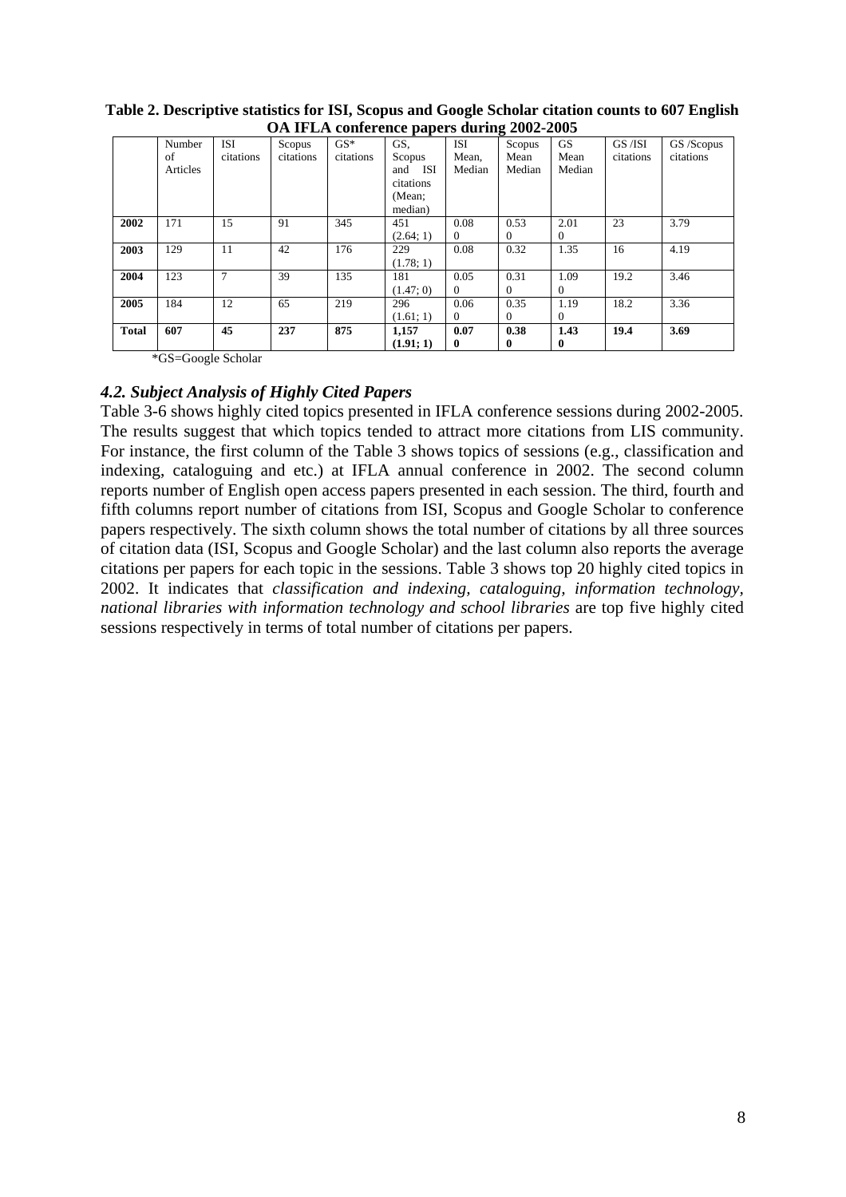**Table 2. Descriptive statistics for ISI, Scopus and Google Scholar citation counts to 607 English OA IFLA conference papers during 2002-2005**

| | Number of Articles | ISI citations | Scopus citations | GS* citations | GS, Scopus and ISI citations (Mean; median) | ISI Mean, Median | Scopus Mean Median | GS Mean Median | GS /ISI citations | GS /Scopus citations |
|---|---|---|---|---|---|---|---|---|---|---|
| **2002** | 171 | 15 | 91 | 345 | 451 (2.64; 1) | 0.08 0 | 0.53 0 | 2.01 0 | 23 | 3.79 |
| **2003** | 129 | 11 | 42 | 176 | 229 (1.78; 1) | 0.08 | 0.32 | 1.35 | 16 | 4.19 |
| **2004** | 123 | 7 | 39 | 135 | 181 (1.47; 0) | 0.05 0 | 0.31 0 | 1.09 0 | 19.2 | 3.46 |
| **2005** | 184 | 12 | 65 | 219 | 296 (1.61; 1) | 0.06 0 | 0.35 0 | 1.19 0 | 18.2 | 3.36 |
| **Total** | **607** | **45** | **237** | **875** | **1,157 (1.91; 1)** | **0.07 0** | **0.38 0** | **1.43 0** | **19.4** | **3.69** |

*GS=Google Scholar

### *4.2. Subject Analysis of Highly Cited Papers*

Table 3-6 shows highly cited topics presented in IFLA conference sessions during 2002-2005. The results suggest that which topics tended to attract more citations from LIS community. For instance, the first column of the Table 3 shows topics of sessions (e.g., classification and indexing, cataloguing and etc.) at IFLA annual conference in 2002. The second column reports number of English open access papers presented in each session. The third, fourth and fifth columns report number of citations from ISI, Scopus and Google Scholar to conference papers respectively. The sixth column shows the total number of citations by all three sources of citation data (ISI, Scopus and Google Scholar) and the last column also reports the average citations per papers for each topic in the sessions. Table 3 shows top 20 highly cited topics in 2002. It indicates that *classification and indexing, cataloguing, information technology, national libraries with information technology and school libraries* are top five highly cited sessions respectively in terms of total number of citations per papers.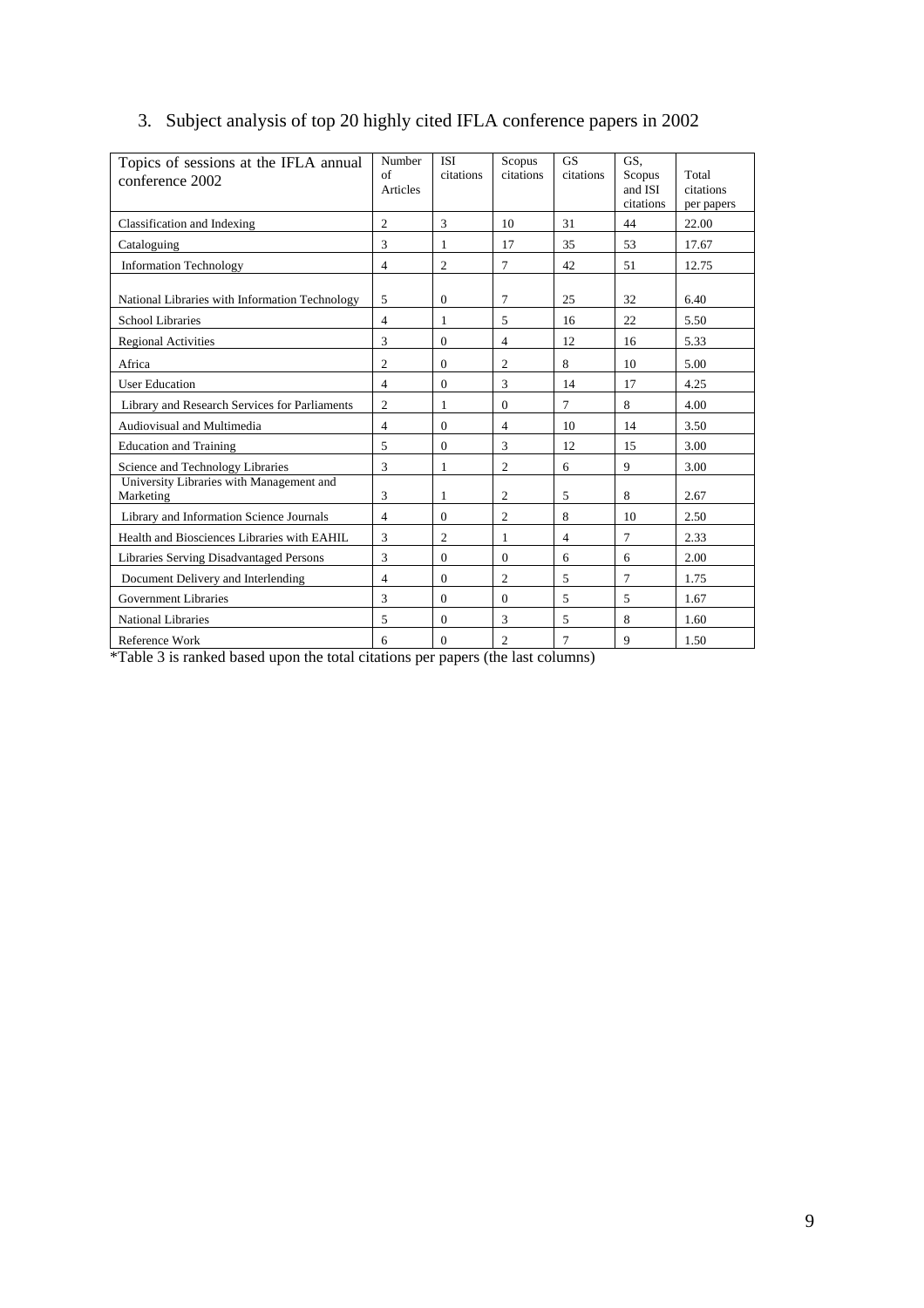3. Subject analysis of top 20 highly cited IFLA conference papers in 2002

| Topics of sessions at the IFLA annual conference 2002 | Number of Articles | ISI citations | Scopus citations | GS citations | GS, Scopus and ISI citations | Total citations per papers |
|---|---|---|---|---|---|---|
| Classification and Indexing | 2 | 3 | 10 | 31 | 44 | 22.00 |
| Cataloguing | 3 | 1 | 17 | 35 | 53 | 17.67 |
| Information Technology | 4 | 2 | 7 | 42 | 51 | 12.75 |
| National Libraries with Information Technology | 5 | 0 | 7 | 25 | 32 | 6.40 |
| School Libraries | 4 | 1 | 5 | 16 | 22 | 5.50 |
| Regional Activities | 3 | 0 | 4 | 12 | 16 | 5.33 |
| Africa | 2 | 0 | 2 | 8 | 10 | 5.00 |
| User Education | 4 | 0 | 3 | 14 | 17 | 4.25 |
| Library and Research Services for Parliaments | 2 | 1 | 0 | 7 | 8 | 4.00 |
| Audiovisual and Multimedia | 4 | 0 | 4 | 10 | 14 | 3.50 |
| Education and Training | 5 | 0 | 3 | 12 | 15 | 3.00 |
| Science and Technology Libraries | 3 | 1 | 2 | 6 | 9 | 3.00 |
| University Libraries with Management and Marketing | 3 | 1 | 2 | 5 | 8 | 2.67 |
| Library and Information Science Journals | 4 | 0 | 2 | 8 | 10 | 2.50 |
| Health and Biosciences Libraries with EAHIL | 3 | 2 | 1 | 4 | 7 | 2.33 |
| Libraries Serving Disadvantaged Persons | 3 | 0 | 0 | 6 | 6 | 2.00 |
| Document Delivery and Interlending | 4 | 0 | 2 | 5 | 7 | 1.75 |
| Government Libraries | 3 | 0 | 0 | 5 | 5 | 1.67 |
| National Libraries | 5 | 0 | 3 | 5 | 8 | 1.60 |
| Reference Work | 6 | 0 | 2 | 7 | 9 | 1.50 |

*Table 3 is ranked based upon the total citations per papers (the last columns)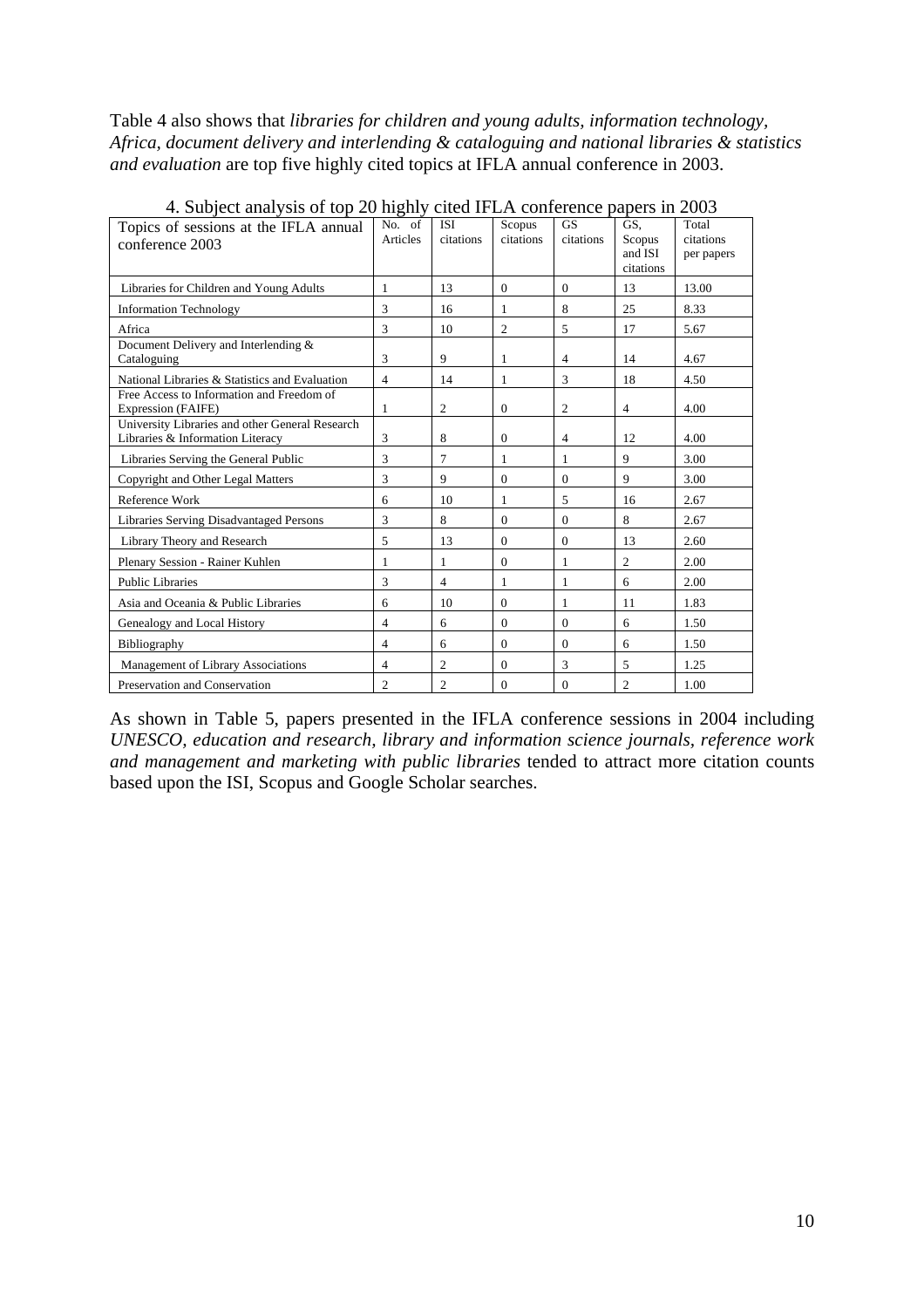Table 4 also shows that *libraries for children and young adults, information technology, Africa, document delivery and interlending & cataloguing and national libraries & statistics and evaluation* are top five highly cited topics at IFLA annual conference in 2003.

4. Subject analysis of top 20 highly cited IFLA conference papers in 2003

| Topics of sessions at the IFLA annual conference 2003 | No. of Articles | ISI citations | Scopus citations | GS citations | GS, Scopus and ISI citations | Total citations per papers |
|---|---|---|---|---|---|---|
| Libraries for Children and Young Adults | 1 | 13 | 0 | 0 | 13 | 13.00 |
| Information Technology | 3 | 16 | 1 | 8 | 25 | 8.33 |
| Africa | 3 | 10 | 2 | 5 | 17 | 5.67 |
| Document Delivery and Interlending & Cataloguing | 3 | 9 | 1 | 4 | 14 | 4.67 |
| National Libraries & Statistics and Evaluation | 4 | 14 | 1 | 3 | 18 | 4.50 |
| Free Access to Information and Freedom of Expression (FAIFE) | 1 | 2 | 0 | 2 | 4 | 4.00 |
| University Libraries and other General Research Libraries & Information Literacy | 3 | 8 | 0 | 4 | 12 | 4.00 |
| Libraries Serving the General Public | 3 | 7 | 1 | 1 | 9 | 3.00 |
| Copyright and Other Legal Matters | 3 | 9 | 0 | 0 | 9 | 3.00 |
| Reference Work | 6 | 10 | 1 | 5 | 16 | 2.67 |
| Libraries Serving Disadvantaged Persons | 3 | 8 | 0 | 0 | 8 | 2.67 |
| Library Theory and Research | 5 | 13 | 0 | 0 | 13 | 2.60 |
| Plenary Session - Rainer Kuhlen | 1 | 1 | 0 | 1 | 2 | 2.00 |
| Public Libraries | 3 | 4 | 1 | 1 | 6 | 2.00 |
| Asia and Oceania & Public Libraries | 6 | 10 | 0 | 1 | 11 | 1.83 |
| Genealogy and Local History | 4 | 6 | 0 | 0 | 6 | 1.50 |
| Bibliography | 4 | 6 | 0 | 0 | 6 | 1.50 |
| Management of Library Associations | 4 | 2 | 0 | 3 | 5 | 1.25 |
| Preservation and Conservation | 2 | 2 | 0 | 0 | 2 | 1.00 |

As shown in Table 5, papers presented in the IFLA conference sessions in 2004 including *UNESCO, education and research, library and information science journals, reference work and management and marketing with public libraries* tended to attract more citation counts based upon the ISI, Scopus and Google Scholar searches.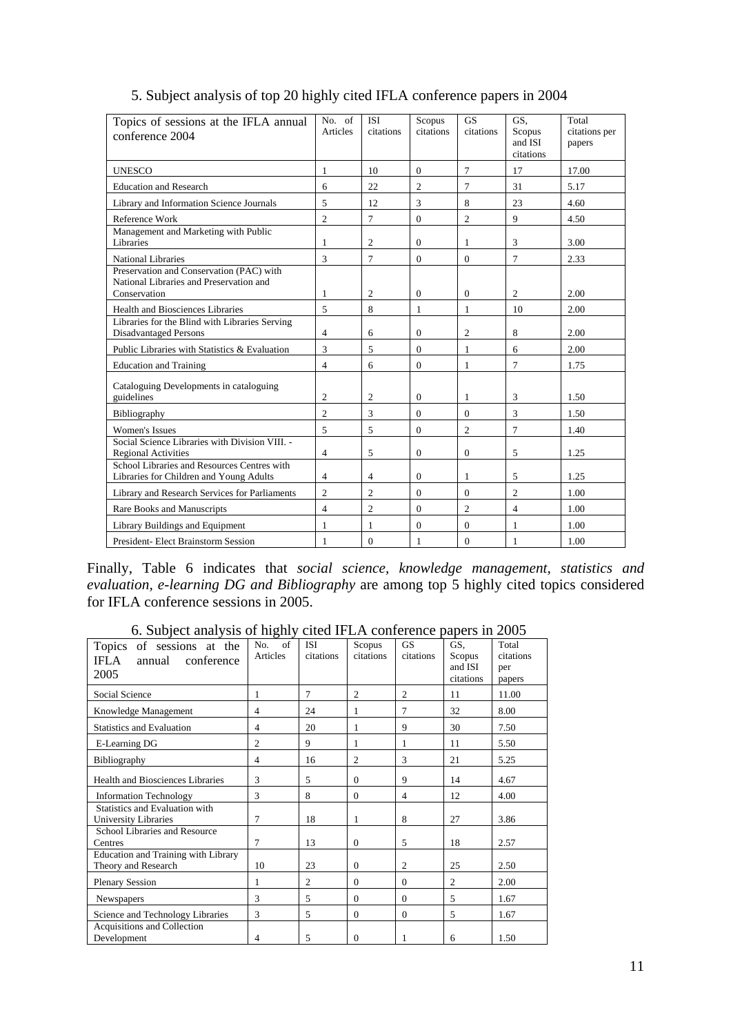5. Subject analysis of top 20 highly cited IFLA conference papers in 2004

| Topics of sessions at the IFLA annual conference 2004 | No. of Articles | ISI citations | Scopus citations | GS citations | GS, Scopus and ISI citations | Total citations per papers |
|---|---|---|---|---|---|---|
| UNESCO | 1 | 10 | 0 | 7 | 17 | 17.00 |
| Education and Research | 6 | 22 | 2 | 7 | 31 | 5.17 |
| Library and Information Science Journals | 5 | 12 | 3 | 8 | 23 | 4.60 |
| Reference Work | 2 | 7 | 0 | 2 | 9 | 4.50 |
| Management and Marketing with Public Libraries | 1 | 2 | 0 | 1 | 3 | 3.00 |
| National Libraries | 3 | 7 | 0 | 0 | 7 | 2.33 |
| Preservation and Conservation (PAC) with National Libraries and Preservation and Conservation | 1 | 2 | 0 | 0 | 2 | 2.00 |
| Health and Biosciences Libraries | 5 | 8 | 1 | 1 | 10 | 2.00 |
| Libraries for the Blind with Libraries Serving Disadvantaged Persons | 4 | 6 | 0 | 2 | 8 | 2.00 |
| Public Libraries with Statistics & Evaluation | 3 | 5 | 0 | 1 | 6 | 2.00 |
| Education and Training | 4 | 6 | 0 | 1 | 7 | 1.75 |
| Cataloguing Developments in cataloguing guidelines | 2 | 2 | 0 | 1 | 3 | 1.50 |
| Bibliography | 2 | 3 | 0 | 0 | 3 | 1.50 |
| Women's Issues | 5 | 5 | 0 | 2 | 7 | 1.40 |
| Social Science Libraries with Division VIII. - Regional Activities | 4 | 5 | 0 | 0 | 5 | 1.25 |
| School Libraries and Resources Centres with Libraries for Children and Young Adults | 4 | 4 | 0 | 1 | 5 | 1.25 |
| Library and Research Services for Parliaments | 2 | 2 | 0 | 0 | 2 | 1.00 |
| Rare Books and Manuscripts | 4 | 2 | 0 | 2 | 4 | 1.00 |
| Library Buildings and Equipment | 1 | 1 | 0 | 0 | 1 | 1.00 |
| President- Elect Brainstorm Session | 1 | 0 | 1 | 0 | 1 | 1.00 |

Finally, Table 6 indicates that *social science, knowledge management, statistics and evaluation, e-learning DG and Bibliography* are among top 5 highly cited topics considered for IFLA conference sessions in 2005.

6. Subject analysis of highly cited IFLA conference papers in 2005

| Topics of sessions at the IFLA annual conference 2005 | No. of Articles | ISI citations | Scopus citations | GS citations | GS, Scopus and ISI citations | Total citations per papers |
|---|---|---|---|---|---|---|
| Social Science | 1 | 7 | 2 | 2 | 11 | 11.00 |
| Knowledge Management | 4 | 24 | 1 | 7 | 32 | 8.00 |
| Statistics and Evaluation | 4 | 20 | 1 | 9 | 30 | 7.50 |
| E-Learning DG | 2 | 9 | 1 | 1 | 11 | 5.50 |
| Bibliography | 4 | 16 | 2 | 3 | 21 | 5.25 |
| Health and Biosciences Libraries | 3 | 5 | 0 | 9 | 14 | 4.67 |
| Information Technology | 3 | 8 | 0 | 4 | 12 | 4.00 |
| Statistics and Evaluation with University Libraries | 7 | 18 | 1 | 8 | 27 | 3.86 |
| School Libraries and Resource Centres | 7 | 13 | 0 | 5 | 18 | 2.57 |
| Education and Training with Library Theory and Research | 10 | 23 | 0 | 2 | 25 | 2.50 |
| Plenary Session | 1 | 2 | 0 | 0 | 2 | 2.00 |
| Newspapers | 3 | 5 | 0 | 0 | 5 | 1.67 |
| Science and Technology Libraries | 3 | 5 | 0 | 0 | 5 | 1.67 |
| Acquisitions and Collection Development | 4 | 5 | 0 | 1 | 6 | 1.50 |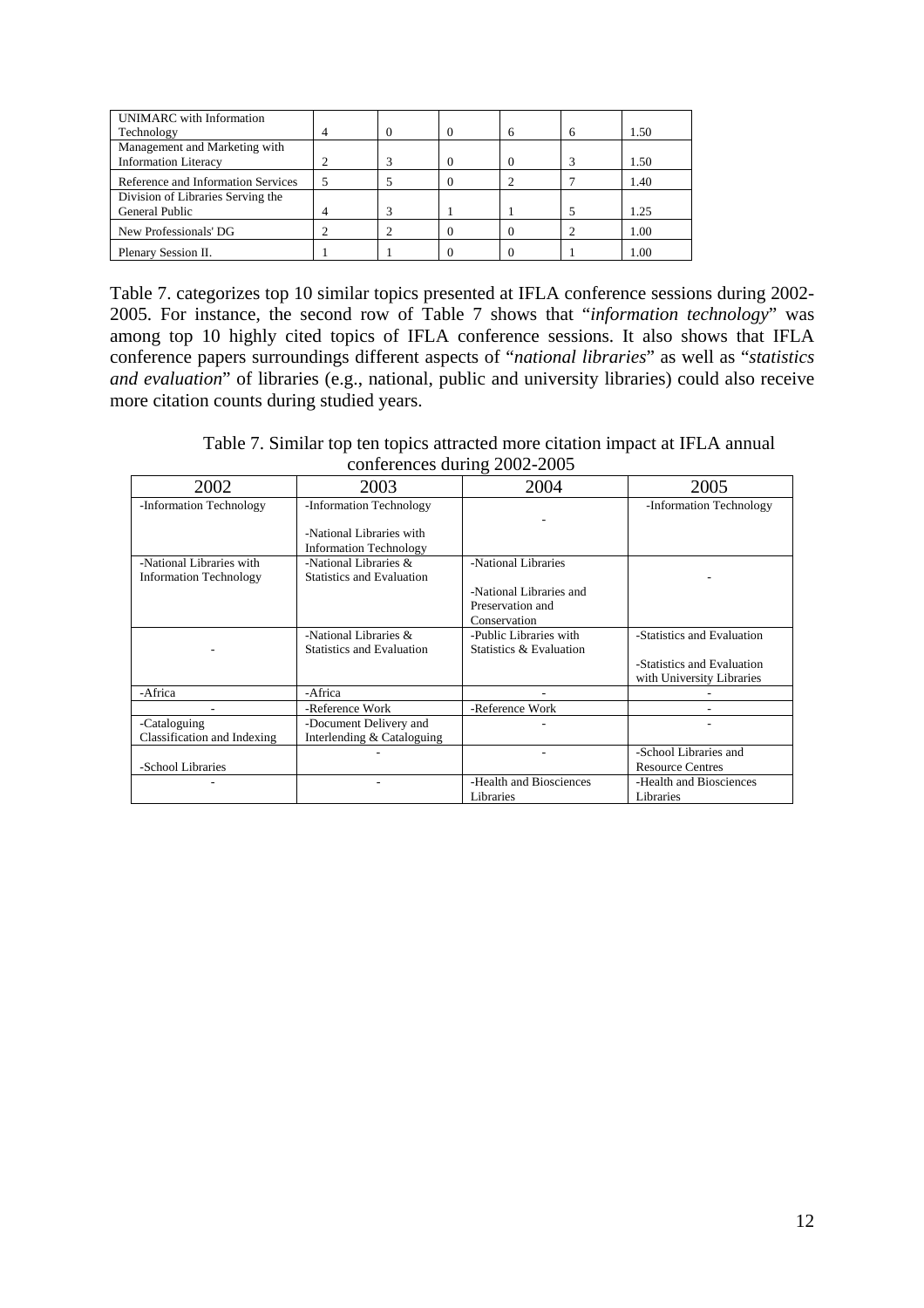| UNIMARC with Information Technology | 4 | 0 | 0 | 6 | 6 | 1.50 |
|---|---|---|---|---|---|---|
| Management and Marketing with Information Literacy | 2 | 3 | 0 | 0 | 3 | 1.50 |
| Reference and Information Services | 5 | 5 | 0 | 2 | 7 | 1.40 |
| Division of Libraries Serving the General Public | 4 | 3 | 1 | 1 | 5 | 1.25 |
| New Professionals' DG | 2 | 2 | 0 | 0 | 2 | 1.00 |
| Plenary Session II. | 1 | 1 | 0 | 0 | 1 | 1.00 |

Table 7. categorizes top 10 similar topics presented at IFLA conference sessions during 2002-2005. For instance, the second row of Table 7 shows that "*information technology*" was among top 10 highly cited topics of IFLA conference sessions. It also shows that IFLA conference papers surroundings different aspects of "*national libraries*" as well as "*statistics and evaluation*" of libraries (e.g., national, public and university libraries) could also receive more citation counts during studied years.

Table 7. Similar top ten topics attracted more citation impact at IFLA annual conferences during 2002-2005

| 2002 | 2003 | 2004 | 2005 |
|---|---|---|---|
| -Information Technology | -Information Technology<br><br>-National Libraries with Information Technology | - | -Information Technology |
| -National Libraries with Information Technology | -National Libraries & Statistics and Evaluation | -National Libraries<br><br>-National Libraries and Preservation and Conservation | - |
| - | -National Libraries & Statistics and Evaluation | -Public Libraries with Statistics & Evaluation | -Statistics and Evaluation<br><br>-Statistics and Evaluation with University Libraries |
| -Africa | -Africa | - | - |
| - | -Reference Work | -Reference Work | - |
| -Cataloguing Classification and Indexing | -Document Delivery and Interlending & Cataloguing | - | - |
| -School Libraries | - | - | -School Libraries and Resource Centres |
| - | - | -Health and Biosciences Libraries | -Health and Biosciences Libraries |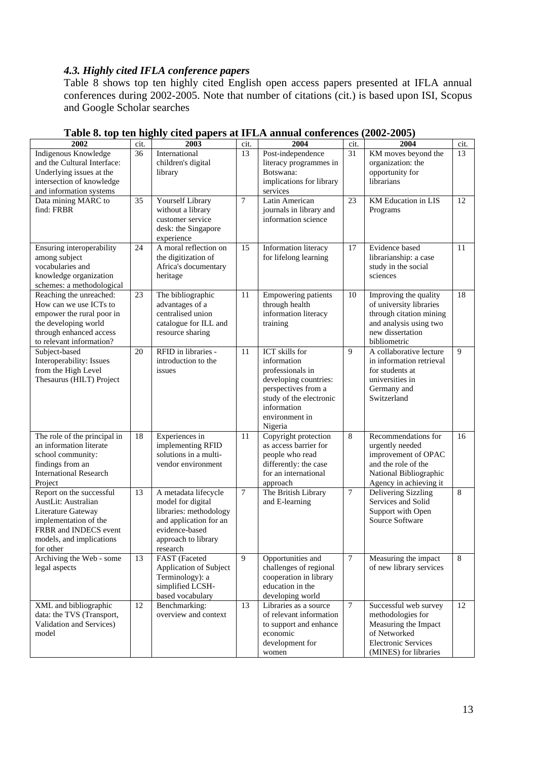### *4.3. Highly cited IFLA conference papers*

Table 8 shows top ten highly cited English open access papers presented at IFLA annual conferences during 2002-2005. Note that number of citations (cit.) is based upon ISI, Scopus and Google Scholar searches

**Table 8. top ten highly cited papers at IFLA annual conferences (2002-2005)**

| 2002 | cit. | 2003 | cit. | 2004 | cit. | 2004 | cit. |
|---|---|---|---|---|---|---|---|
| Indigenous Knowledge and the Cultural Interface: Underlying issues at the intersection of knowledge and information systems | 36 | International children's digital library | 13 | Post-independence literacy programmes in Botswana: implications for library services | 31 | KM moves beyond the organization: the opportunity for librarians | 13 |
| Data mining MARC to find: FRBR | 35 | Yourself Library without a library customer service desk: the Singapore experience | 7 | Latin American journals in library and information science | 23 | KM Education in LIS Programs | 12 |
| Ensuring interoperability among subject vocabularies and knowledge organization schemes: a methodological | 24 | A moral reflection on the digitization of Africa's documentary heritage | 15 | Information literacy for lifelong learning | 17 | Evidence based librarianship: a case study in the social sciences | 11 |
| Reaching the unreached: How can we use ICTs to empower the rural poor in the developing world through enhanced access to relevant information? | 23 | The bibliographic advantages of a centralised union catalogue for ILL and resource sharing | 11 | Empowering patients through health information literacy training | 10 | Improving the quality of university libraries through citation mining and analysis using two new dissertation bibliometric | 18 |
| Subject-based Interoperability: Issues from the High Level Thesaurus (HILT) Project | 20 | RFID in libraries - introduction to the issues | 11 | ICT skills for information professionals in developing countries: perspectives from a study of the electronic information environment in Nigeria | 9 | A collaborative lecture in information retrieval for students at universities in Germany and Switzerland | 9 |
| The role of the principal in an information literate school community: findings from an International Research Project | 18 | Experiences in implementing RFID solutions in a multi-vendor environment | 11 | Copyright protection as access barrier for people who read differently: the case for an international approach | 8 | Recommendations for urgently needed improvement of OPAC and the role of the National Bibliographic Agency in achieving it | 16 |
| Report on the successful AustLit: Australian Literature Gateway implementation of the FRBR and INDECS event models, and implications for other | 13 | A metadata lifecycle model for digital libraries: methodology and application for an evidence-based approach to library research | 7 | The British Library and E-learning | 7 | Delivering Sizzling Services and Solid Support with Open Source Software | 8 |
| Archiving the Web - some legal aspects | 13 | FAST (Faceted Application of Subject Terminology): a simplified LCSH-based vocabulary | 9 | Opportunities and challenges of regional cooperation in library education in the developing world | 7 | Measuring the impact of new library services | 8 |
| XML and bibliographic data: the TVS (Transport, Validation and Services) model | 12 | Benchmarking: overview and context | 13 | Libraries as a source of relevant information to support and enhance economic development for women | 7 | Successful web survey methodologies for Measuring the Impact of Networked Electronic Services (MINES) for libraries | 12 |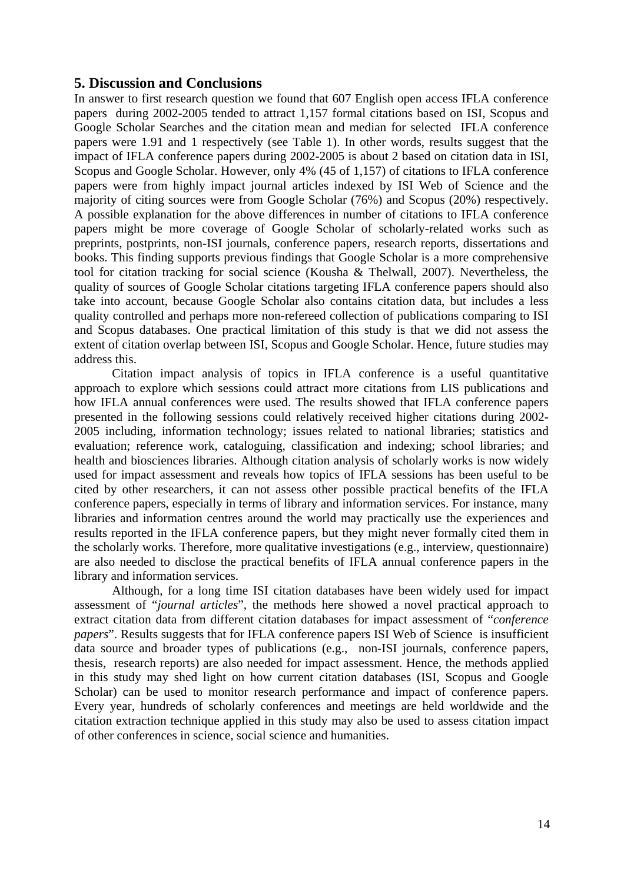## 5. Discussion and Conclusions

In answer to first research question we found that 607 English open access IFLA conference papers during 2002-2005 tended to attract 1,157 formal citations based on ISI, Scopus and Google Scholar Searches and the citation mean and median for selected IFLA conference papers were 1.91 and 1 respectively (see Table 1). In other words, results suggest that the impact of IFLA conference papers during 2002-2005 is about 2 based on citation data in ISI, Scopus and Google Scholar. However, only 4% (45 of 1,157) of citations to IFLA conference papers were from highly impact journal articles indexed by ISI Web of Science and the majority of citing sources were from Google Scholar (76%) and Scopus (20%) respectively. A possible explanation for the above differences in number of citations to IFLA conference papers might be more coverage of Google Scholar of scholarly-related works such as preprints, postprints, non-ISI journals, conference papers, research reports, dissertations and books. This finding supports previous findings that Google Scholar is a more comprehensive tool for citation tracking for social science (Kousha & Thelwall, 2007). Nevertheless, the quality of sources of Google Scholar citations targeting IFLA conference papers should also take into account, because Google Scholar also contains citation data, but includes a less quality controlled and perhaps more non-refereed collection of publications comparing to ISI and Scopus databases. One practical limitation of this study is that we did not assess the extent of citation overlap between ISI, Scopus and Google Scholar. Hence, future studies may address this.

Citation impact analysis of topics in IFLA conference is a useful quantitative approach to explore which sessions could attract more citations from LIS publications and how IFLA annual conferences were used. The results showed that IFLA conference papers presented in the following sessions could relatively received higher citations during 2002-2005 including, information technology; issues related to national libraries; statistics and evaluation; reference work, cataloguing, classification and indexing; school libraries; and health and biosciences libraries. Although citation analysis of scholarly works is now widely used for impact assessment and reveals how topics of IFLA sessions has been useful to be cited by other researchers, it can not assess other possible practical benefits of the IFLA conference papers, especially in terms of library and information services. For instance, many libraries and information centres around the world may practically use the experiences and results reported in the IFLA conference papers, but they might never formally cited them in the scholarly works. Therefore, more qualitative investigations (e.g., interview, questionnaire) are also needed to disclose the practical benefits of IFLA annual conference papers in the library and information services.

Although, for a long time ISI citation databases have been widely used for impact assessment of "*journal articles*", the methods here showed a novel practical approach to extract citation data from different citation databases for impact assessment of "*conference papers*". Results suggests that for IFLA conference papers ISI Web of Science is insufficient data source and broader types of publications (e.g., non-ISI journals, conference papers, thesis, research reports) are also needed for impact assessment. Hence, the methods applied in this study may shed light on how current citation databases (ISI, Scopus and Google Scholar) can be used to monitor research performance and impact of conference papers. Every year, hundreds of scholarly conferences and meetings are held worldwide and the citation extraction technique applied in this study may also be used to assess citation impact of other conferences in science, social science and humanities.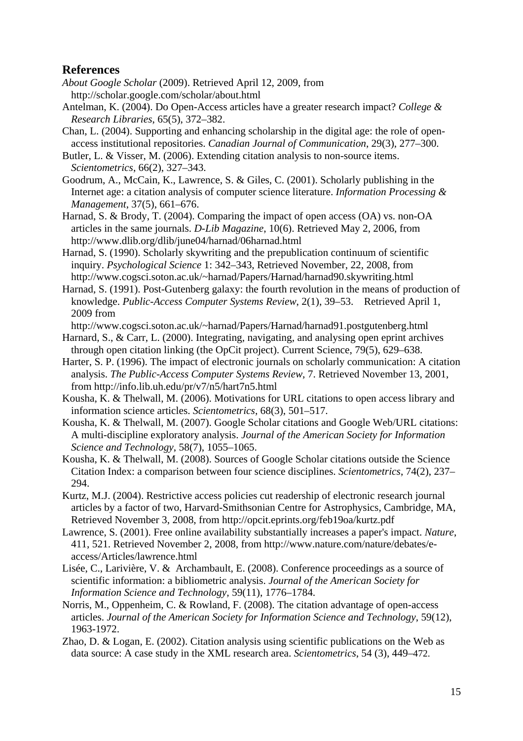## References

*About Google Scholar* (2009). Retrieved April 12, 2009, from http://scholar.google.com/scholar/about.html

Antelman, K. (2004). Do Open-Access articles have a greater research impact? *College & Research Libraries*, 65(5), 372–382.

Chan, L. (2004). Supporting and enhancing scholarship in the digital age: the role of open-access institutional repositories. *Canadian Journal of Communication*, 29(3), 277–300.

Butler, L. & Visser, M. (2006). Extending citation analysis to non-source items. *Scientometrics*, 66(2), 327–343.

Goodrum, A., McCain, K., Lawrence, S. & Giles, C. (2001). Scholarly publishing in the Internet age: a citation analysis of computer science literature. *Information Processing & Management*, 37(5), 661–676.

Harnad, S. & Brody, T. (2004). Comparing the impact of open access (OA) vs. non-OA articles in the same journals. *D-Lib Magazine*, 10(6). Retrieved May 2, 2006, from http://www.dlib.org/dlib/june04/harnad/06harnad.html

Harnad, S. (1990). Scholarly skywriting and the prepublication continuum of scientific inquiry. *Psychological Science* 1: 342–343, Retrieved November, 22, 2008, from http://www.cogsci.soton.ac.uk/~harnad/Papers/Harnad/harnad90.skywriting.html

Harnad, S. (1991). Post-Gutenberg galaxy: the fourth revolution in the means of production of knowledge. *Public-Access Computer Systems Review*, 2(1), 39–53. Retrieved April 1, 2009 from http://www.cogsci.soton.ac.uk/~harnad/Papers/Harnad/harnad91.postgutenberg.html

Harnard, S., & Carr, L. (2000). Integrating, navigating, and analysing open eprint archives through open citation linking (the OpCit project). Current Science, 79(5), 629–638.

Harter, S. P. (1996). The impact of electronic journals on scholarly communication: A citation analysis. *The Public-Access Computer Systems Review*, 7. Retrieved November 13, 2001, from http://info.lib.uh.edu/pr/v7/n5/hart7n5.html

Kousha, K. & Thelwall, M. (2006). Motivations for URL citations to open access library and information science articles. *Scientometrics*, 68(3), 501–517.

Kousha, K. & Thelwall, M. (2007). Google Scholar citations and Google Web/URL citations: A multi-discipline exploratory analysis. *Journal of the American Society for Information Science and Technology*, 58(7), 1055–1065.

Kousha, K. & Thelwall, M. (2008). Sources of Google Scholar citations outside the Science Citation Index: a comparison between four science disciplines. *Scientometrics*, 74(2), 237–294.

Kurtz, M.J. (2004). Restrictive access policies cut readership of electronic research journal articles by a factor of two, Harvard-Smithsonian Centre for Astrophysics, Cambridge, MA, Retrieved November 3, 2008, from http://opcit.eprints.org/feb19oa/kurtz.pdf

Lawrence, S. (2001). Free online availability substantially increases a paper's impact. *Nature*, 411, 521. Retrieved November 2, 2008, from http://www.nature.com/nature/debates/e-access/Articles/lawrence.html

Lisée, C., Larivière, V. & Archambault, E. (2008). Conference proceedings as a source of scientific information: a bibliometric analysis. *Journal of the American Society for Information Science and Technology*, 59(11), 1776–1784.

Norris, M., Oppenheim, C. & Rowland, F. (2008). The citation advantage of open-access articles. *Journal of the American Society for Information Science and Technology*, 59(12), 1963-1972.

Zhao, D. & Logan, E. (2002). Citation analysis using scientific publications on the Web as data source: A case study in the XML research area. *Scientometrics*, 54 (3), 449–472.